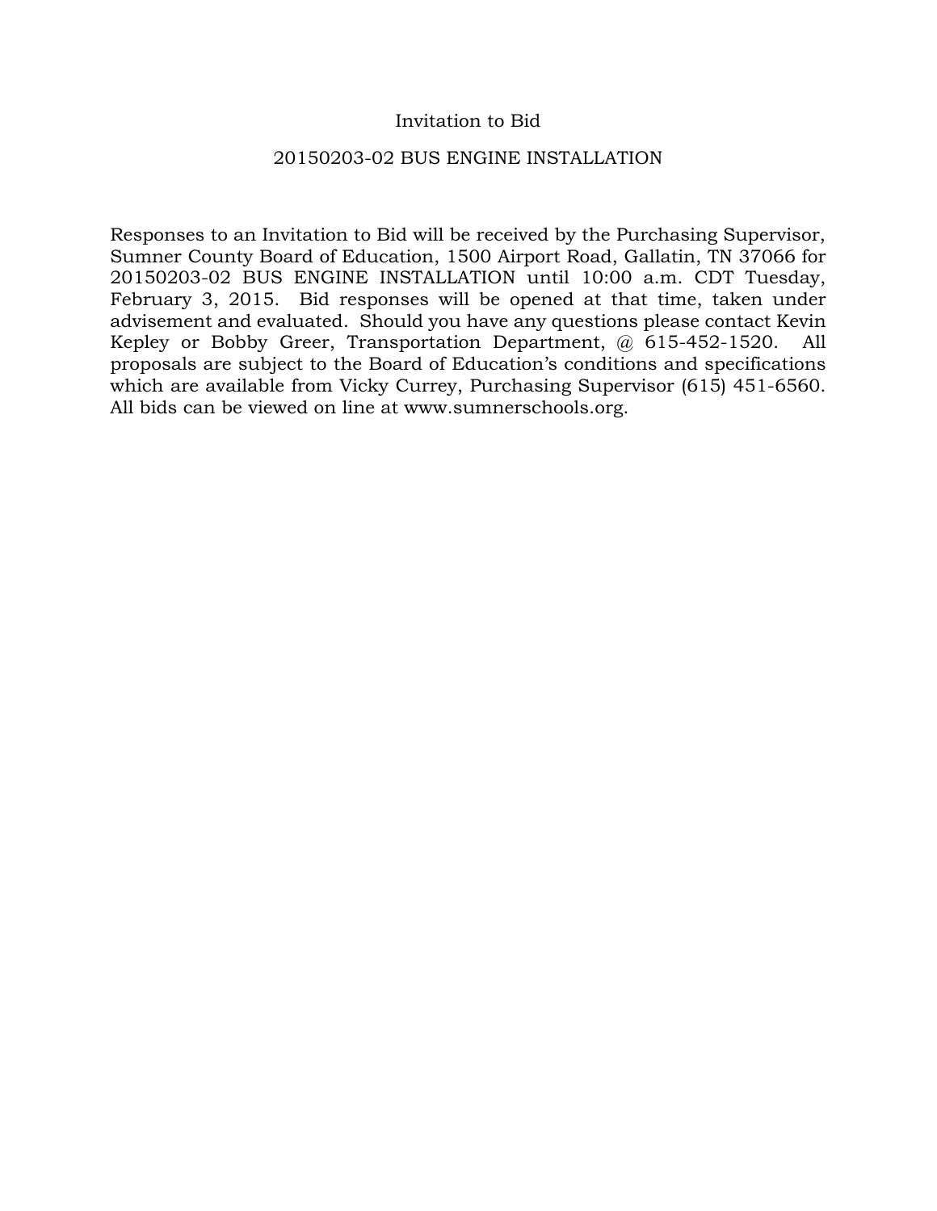# Invitation to Bid

## 20150203-02 BUS ENGINE INSTALLATION

Responses to an Invitation to Bid will be received by the Purchasing Supervisor, Sumner County Board of Education, 1500 Airport Road, Gallatin, TN 37066 for 20150203-02 BUS ENGINE INSTALLATION until 10:00 a.m. CDT Tuesday, February 3, 2015. Bid responses will be opened at that time, taken under advisement and evaluated. Should you have any questions please contact Kevin Kepley or Bobby Greer, Transportation Department, @ 615-452-1520. All proposals are subject to the Board of Education's conditions and specifications which are available from Vicky Currey, Purchasing Supervisor (615) 451-6560. All bids can be viewed on line at www.sumnerschools.org.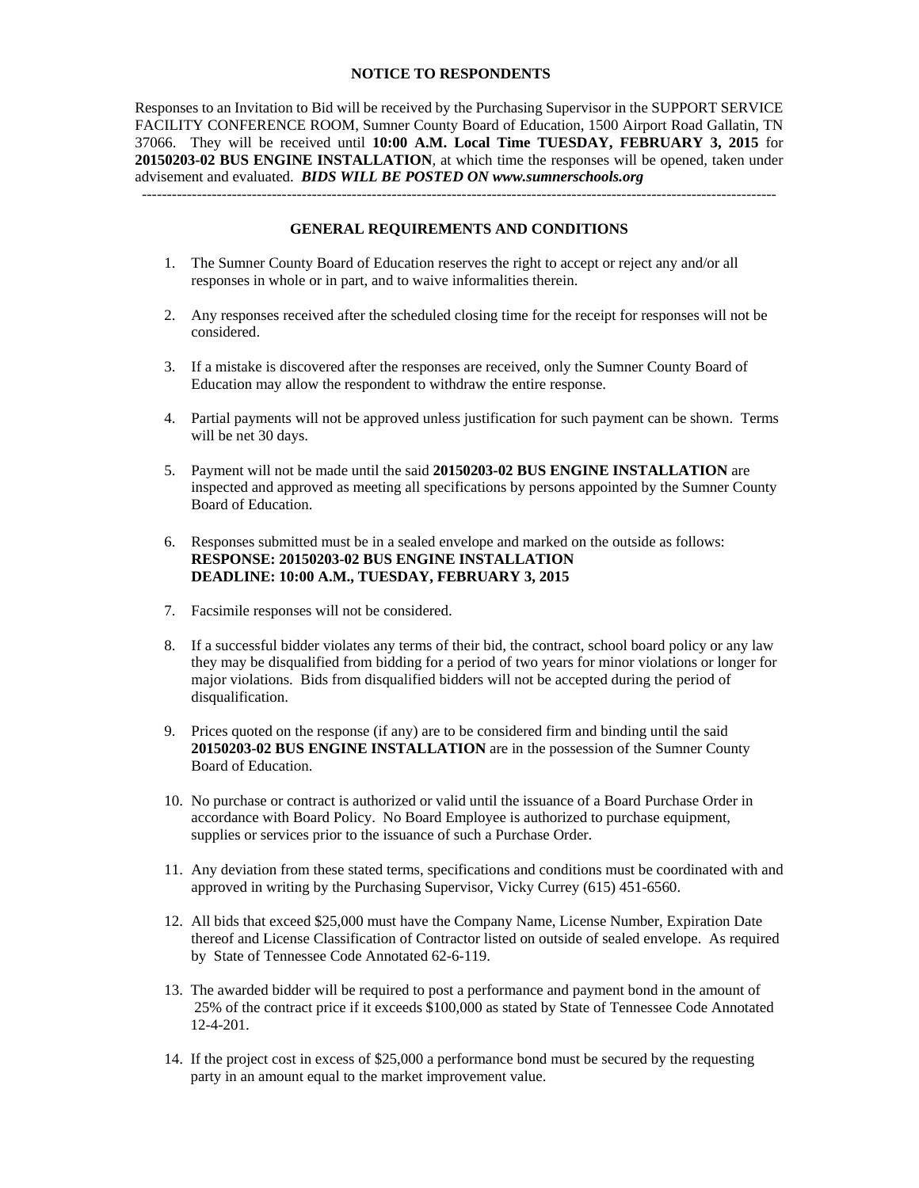## NOTICE TO RESPONDENTS

Responses to an Invitation to Bid will be received by the Purchasing Supervisor in the SUPPORT SERVICE FACILITY CONFERENCE ROOM, Sumner County Board of Education, 1500 Airport Road Gallatin, TN 37066. They will be received until **10:00 A.M. Local Time TUESDAY, FEBRUARY 3, 2015** for **20150203-02 BUS ENGINE INSTALLATION**, at which time the responses will be opened, taken under advisement and evaluated. ***BIDS WILL BE POSTED ON www.sumnerschools.org***

---

## GENERAL REQUIREMENTS AND CONDITIONS

1. The Sumner County Board of Education reserves the right to accept or reject any and/or all responses in whole or in part, and to waive informalities therein.

2. Any responses received after the scheduled closing time for the receipt for responses will not be considered.

3. If a mistake is discovered after the responses are received, only the Sumner County Board of Education may allow the respondent to withdraw the entire response.

4. Partial payments will not be approved unless justification for such payment can be shown. Terms will be net 30 days.

5. Payment will not be made until the said **20150203-02 BUS ENGINE INSTALLATION** are inspected and approved as meeting all specifications by persons appointed by the Sumner County Board of Education.

6. Responses submitted must be in a sealed envelope and marked on the outside as follows:
   **RESPONSE: 20150203-02 BUS ENGINE INSTALLATION**
   **DEADLINE: 10:00 A.M., TUESDAY, FEBRUARY 3, 2015**

7. Facsimile responses will not be considered.

8. If a successful bidder violates any terms of their bid, the contract, school board policy or any law they may be disqualified from bidding for a period of two years for minor violations or longer for major violations. Bids from disqualified bidders will not be accepted during the period of disqualification.

9. Prices quoted on the response (if any) are to be considered firm and binding until the said **20150203-02 BUS ENGINE INSTALLATION** are in the possession of the Sumner County Board of Education.

10. No purchase or contract is authorized or valid until the issuance of a Board Purchase Order in accordance with Board Policy. No Board Employee is authorized to purchase equipment, supplies or services prior to the issuance of such a Purchase Order.

11. Any deviation from these stated terms, specifications and conditions must be coordinated with and approved in writing by the Purchasing Supervisor, Vicky Currey (615) 451-6560.

12. All bids that exceed $25,000 must have the Company Name, License Number, Expiration Date thereof and License Classification of Contractor listed on outside of sealed envelope. As required by State of Tennessee Code Annotated 62-6-119.

13. The awarded bidder will be required to post a performance and payment bond in the amount of 25% of the contract price if it exceeds $100,000 as stated by State of Tennessee Code Annotated 12-4-201.

14. If the project cost in excess of $25,000 a performance bond must be secured by the requesting party in an amount equal to the market improvement value.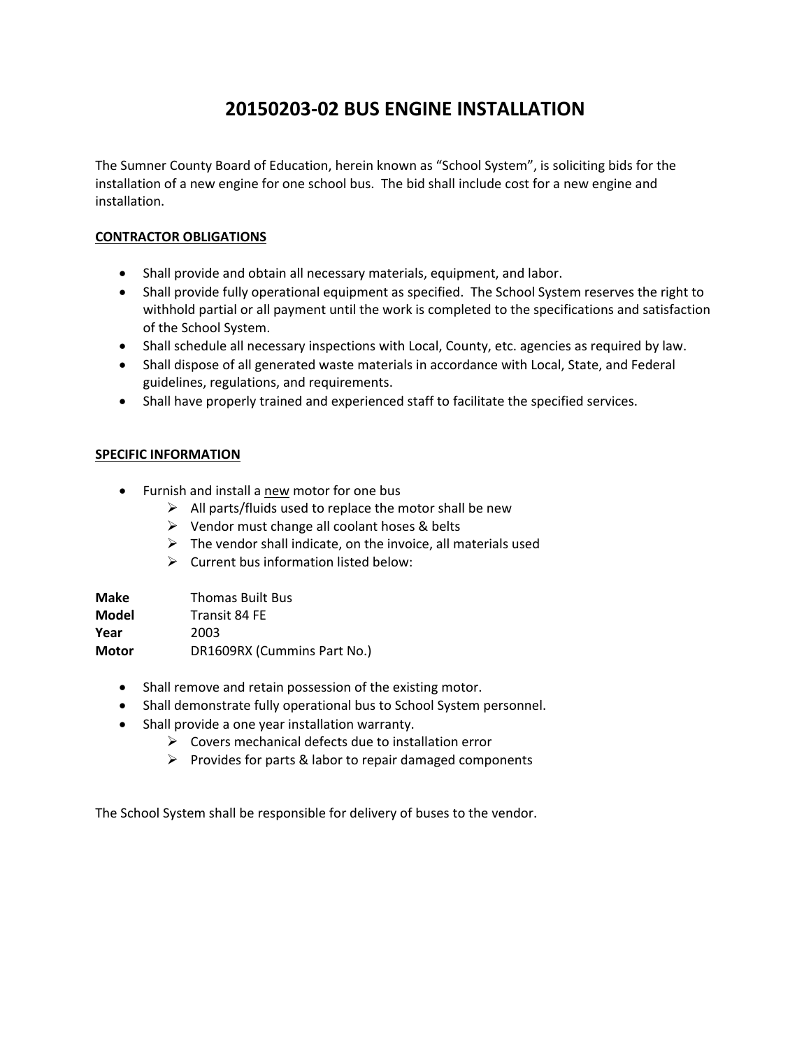# 20150203-02 BUS ENGINE INSTALLATION

The Sumner County Board of Education, herein known as "School System", is soliciting bids for the installation of a new engine for one school bus. The bid shall include cost for a new engine and installation.

**CONTRACTOR OBLIGATIONS**

- Shall provide and obtain all necessary materials, equipment, and labor.
- Shall provide fully operational equipment as specified. The School System reserves the right to withhold partial or all payment until the work is completed to the specifications and satisfaction of the School System.
- Shall schedule all necessary inspections with Local, County, etc. agencies as required by law.
- Shall dispose of all generated waste materials in accordance with Local, State, and Federal guidelines, regulations, and requirements.
- Shall have properly trained and experienced staff to facilitate the specified services.

**SPECIFIC INFORMATION**

- Furnish and install a new motor for one bus
  - All parts/fluids used to replace the motor shall be new
  - Vendor must change all coolant hoses & belts
  - The vendor shall indicate, on the invoice, all materials used
  - Current bus information listed below:

| | |
|---|---|
| **Make** | Thomas Built Bus |
| **Model** | Transit 84 FE |
| **Year** | 2003 |
| **Motor** | DR1609RX (Cummins Part No.) |

- Shall remove and retain possession of the existing motor.
- Shall demonstrate fully operational bus to School System personnel.
- Shall provide a one year installation warranty.
  - Covers mechanical defects due to installation error
  - Provides for parts & labor to repair damaged components

The School System shall be responsible for delivery of buses to the vendor.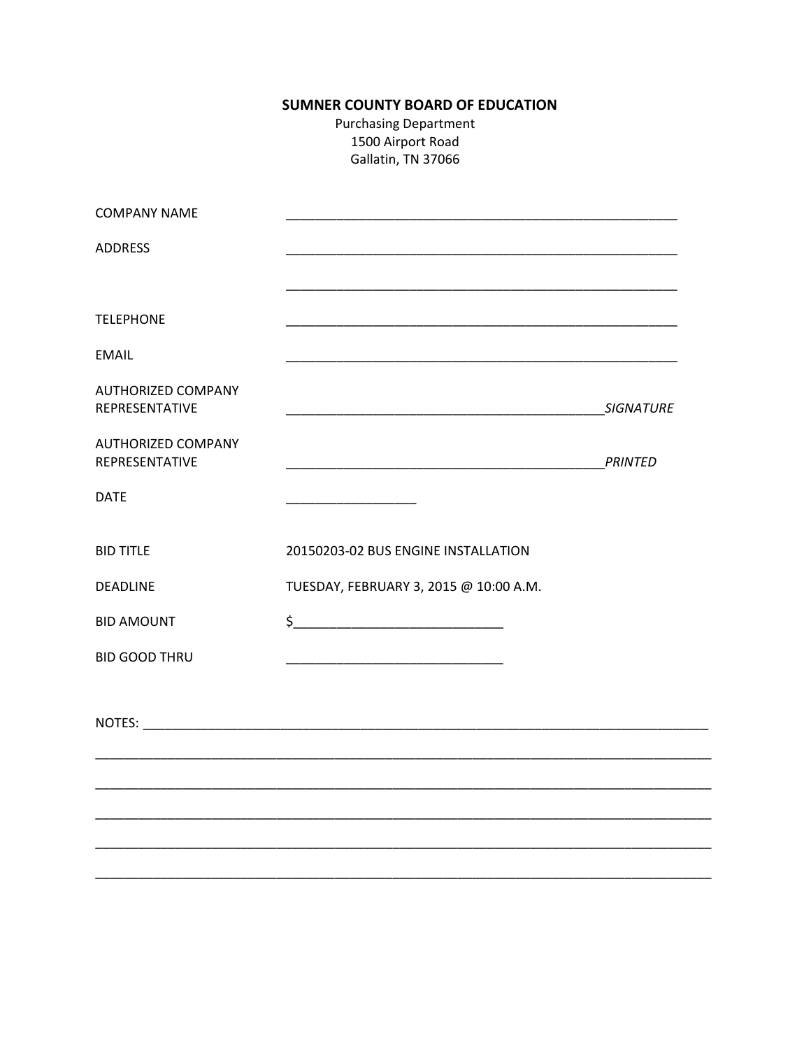**SUMNER COUNTY BOARD OF EDUCATION**

Purchasing Department
1500 Airport Road
Gallatin, TN 37066

| | |
|---|---|
| COMPANY NAME | _______________________________________________________ |
| ADDRESS | _______________________________________________________ |
| | _______________________________________________________ |
| TELEPHONE | _______________________________________________________ |
| EMAIL | _______________________________________________________ |
| AUTHORIZED COMPANY REPRESENTATIVE | _____________________________________________*SIGNATURE* |
| AUTHORIZED COMPANY REPRESENTATIVE | _____________________________________________*PRINTED* |
| DATE | __________________ |
| BID TITLE | 20150203-02 BUS ENGINE INSTALLATION |
| DEADLINE | TUESDAY, FEBRUARY 3, 2015 @ 10:00 A.M. |
| BID AMOUNT | $_____________________________ |
| BID GOOD THRU | ______________________________ |

NOTES: ________________________________________________________________________________

______________________________________________________________________________________

______________________________________________________________________________________

______________________________________________________________________________________

______________________________________________________________________________________

______________________________________________________________________________________